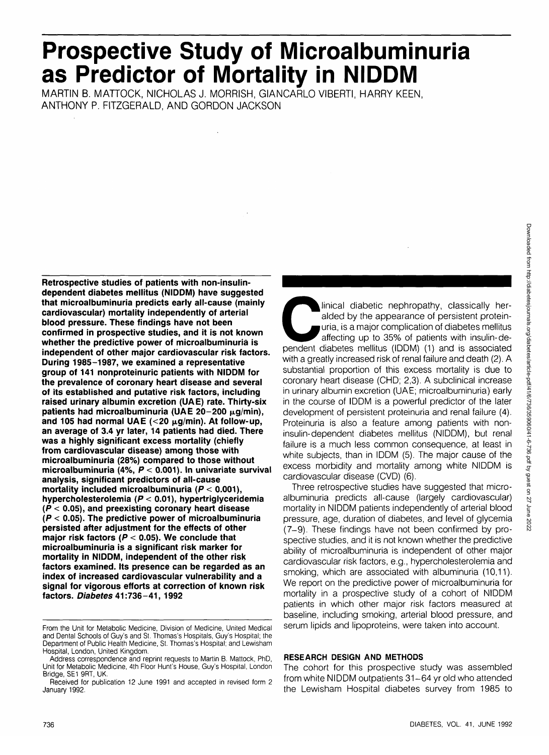# Prospective Study of Microalbuminuria as Predictor of Mortality in NIDDM

MARTIN B. MATTOCK, NICHOLAS J. MORRISH, GIANCARLO VIBERTI, HARRY KEEN, ANTHONY P. FITZGERALD, AND GORDON JACKSON

**Retrospective studies of patients with non-insulin-dependent diabetes mellitus (NIDDM) have suggested that microalbuminuria predicts early all-cause (mainly cardiovascular) mortality independently of arterial blood pressure. These findings have not been confirmed in prospective studies, and it is not known whether the predictive power of microalbuminuria is independent of other major cardiovascular risk factors. During 1985–1987, we examined a representative group of 141 nonproteinuric patients with NIDDM for the prevalence of coronary heart disease and several of its established and putative risk factors, including raised urinary albumin excretion (UAE) rate. Thirty-six patients had microalbuminuria (UAE 20–200 μg/min), and 105 had normal UAE (<20 μg/min). At follow-up, an average of 3.4 yr later, 14 patients had died. There was a highly significant excess mortality (chiefly from cardiovascular disease) among those with microalbuminuria (28%) compared to those without microalbuminuria (4%, $P < 0.001$). In univariate survival analysis, significant predictors of all-cause mortality included microalbuminuria ($P < 0.001$), hypercholesterolemia ($P < 0.01$), hypertriglyceridemia ($P < 0.05$), and preexisting coronary heart disease ($P < 0.05$). The predictive power of microalbuminuria persisted after adjustment for the effects of other major risk factors ($P < 0.05$). We conclude that microalbuminuria is a significant risk marker for mortality in NIDDM, independent of the other risk factors examined. Its presence can be regarded as an index of increased cardiovascular vulnerability and a signal for vigorous efforts at correction of known risk factors. *Diabetes* 41:736–41, 1992**

From the Unit for Metabolic Medicine, Division of Medicine, United Medical and Dental Schools of Guy's and St. Thomas's Hospitals, Guy's Hospital; the Department of Public Health Medicine, St. Thomas's Hospital; and Lewisham Hospital, London, United Kingdom.

Address correspondence and reprint requests to Martin B. Mattock, PhD, Unit for Metabolic Medicine, 4th Floor Hunt's House, Guy's Hospital, London Bridge, SE1 9RT, UK.

Received for publication 12 June 1991 and accepted in revised form 2 January 1992.

Clinical diabetic nephropathy, classically heralded by the appearance of persistent proteinuria, is a major complication of diabetes mellitus affecting up to 35% of patients with insulin-dependent diabetes mellitus (IDDM) (1) and is associated with a greatly increased risk of renal failure and death (2). A substantial proportion of this excess mortality is due to coronary heart disease (CHD; 2,3). A subclinical increase in urinary albumin excretion (UAE; microalbuminuria) early in the course of IDDM is a powerful predictor of the later development of persistent proteinuria and renal failure (4). Proteinuria is also a feature among patients with non-insulin-dependent diabetes mellitus (NIDDM), but renal failure is a much less common consequence, at least in white subjects, than in IDDM (5). The major cause of the excess morbidity and mortality among white NIDDM is cardiovascular disease (CVD) (6).

Three retrospective studies have suggested that microalbuminuria predicts all-cause (largely cardiovascular) mortality in NIDDM patients independently of arterial blood pressure, age, duration of diabetes, and level of glycemia (7–9). These findings have not been confirmed by prospective studies, and it is not known whether the predictive ability of microalbuminuria is independent of other major cardiovascular risk factors, e.g., hypercholesterolemia and smoking, which are associated with albuminuria (10,11). We report on the predictive power of microalbuminuria for mortality in a prospective study of a cohort of NIDDM patients in which other major risk factors measured at baseline, including smoking, arterial blood pressure, and serum lipids and lipoproteins, were taken into account.

## RESEARCH DESIGN AND METHODS

The cohort for this prospective study was assembled from white NIDDM outpatients 31–64 yr old who attended the Lewisham Hospital diabetes survey from 1985 to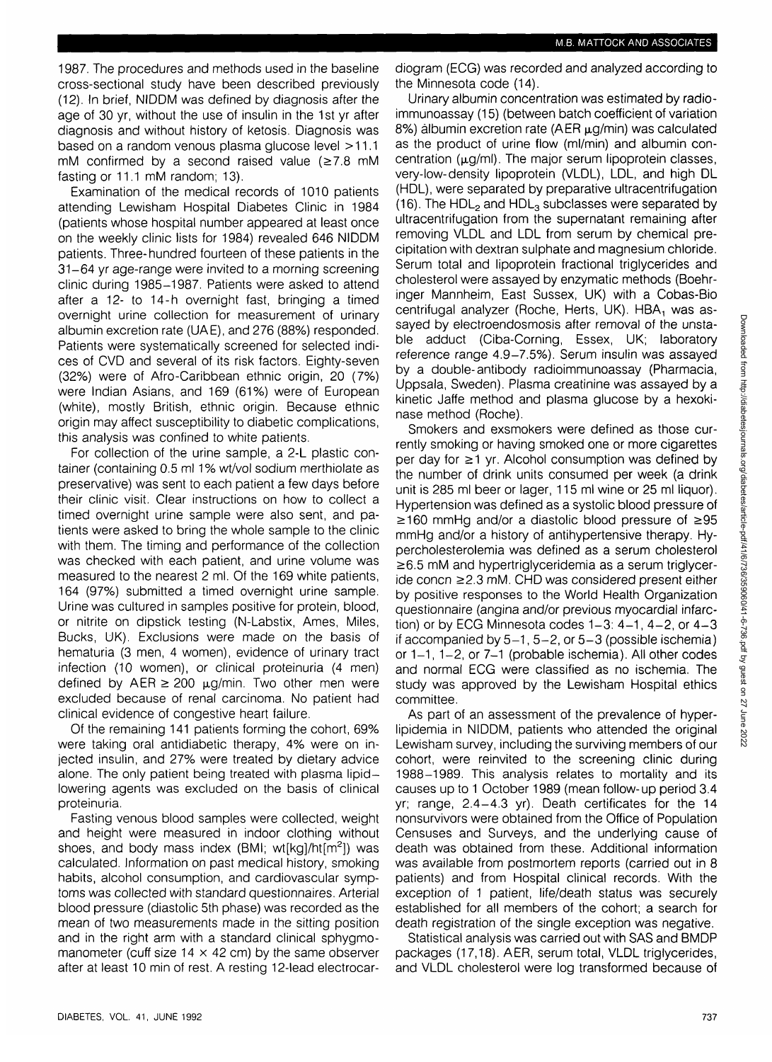1987. The procedures and methods used in the baseline cross-sectional study have been described previously (12). In brief, NIDDM was defined by diagnosis after the age of 30 yr, without the use of insulin in the 1st yr after diagnosis and without history of ketosis. Diagnosis was based on a random venous plasma glucose level >11.1 mM confirmed by a second raised value (≥7.8 mM fasting or 11.1 mM random; 13).

Examination of the medical records of 1010 patients attending Lewisham Hospital Diabetes Clinic in 1984 (patients whose hospital number appeared at least once on the weekly clinic lists for 1984) revealed 646 NIDDM patients. Three-hundred fourteen of these patients in the 31–64 yr age-range were invited to a morning screening clinic during 1985–1987. Patients were asked to attend after a 12- to 14-h overnight fast, bringing a timed overnight urine collection for measurement of urinary albumin excretion rate (UAE), and 276 (88%) responded. Patients were systematically screened for selected indices of CVD and several of its risk factors. Eighty-seven (32%) were of Afro-Caribbean ethnic origin, 20 (7%) were Indian Asians, and 169 (61%) were of European (white), mostly British, ethnic origin. Because ethnic origin may affect susceptibility to diabetic complications, this analysis was confined to white patients.

For collection of the urine sample, a 2-L plastic container (containing 0.5 ml 1% wt/vol sodium merthiolate as preservative) was sent to each patient a few days before their clinic visit. Clear instructions on how to collect a timed overnight urine sample were also sent, and patients were asked to bring the whole sample to the clinic with them. The timing and performance of the collection was checked with each patient, and urine volume was measured to the nearest 2 ml. Of the 169 white patients, 164 (97%) submitted a timed overnight urine sample. Urine was cultured in samples positive for protein, blood, or nitrite on dipstick testing (N-Labstix, Ames, Miles, Bucks, UK). Exclusions were made on the basis of hematuria (3 men, 4 women), evidence of urinary tract infection (10 women), or clinical proteinuria (4 men) defined by AER ≥ 200 μg/min. Two other men were excluded because of renal carcinoma. No patient had clinical evidence of congestive heart failure.

Of the remaining 141 patients forming the cohort, 69% were taking oral antidiabetic therapy, 4% were on injected insulin, and 27% were treated by dietary advice alone. The only patient being treated with plasma lipid-lowering agents was excluded on the basis of clinical proteinuria.

Fasting venous blood samples were collected, weight and height were measured in indoor clothing without shoes, and body mass index (BMI; wt[kg]/ht[$m^2$]) was calculated. Information on past medical history, smoking habits, alcohol consumption, and cardiovascular symptoms was collected with standard questionnaires. Arterial blood pressure (diastolic 5th phase) was recorded as the mean of two measurements made in the sitting position and in the right arm with a standard clinical sphygmomanometer (cuff size 14 × 42 cm) by the same observer after at least 10 min of rest. A resting 12-lead electrocardiogram (ECG) was recorded and analyzed according to the Minnesota code (14).

Urinary albumin concentration was estimated by radioimmunoassay (15) (between batch coefficient of variation 8%) albumin excretion rate (AER μg/min) was calculated as the product of urine flow (ml/min) and albumin concentration (μg/ml). The major serum lipoprotein classes, very-low-density lipoprotein (VLDL), LDL, and high DL (HDL), were separated by preparative ultracentrifugation (16). The $HDL_2$ and $HDL_3$ subclasses were separated by ultracentrifugation from the supernatant remaining after removing VLDL and LDL from serum by chemical precipitation with dextran sulphate and magnesium chloride. Serum total and lipoprotein fractional triglycerides and cholesterol were assayed by enzymatic methods (Boehringer Mannheim, East Sussex, UK) with a Cobas-Bio centrifugal analyzer (Roche, Herts, UK). $HBA_1$ was assayed by electroendosmosis after removal of the unstable adduct (Ciba-Corning, Essex, UK; laboratory reference range 4.9–7.5%). Serum insulin was assayed by a double-antibody radioimmunoassay (Pharmacia, Uppsala, Sweden). Plasma creatinine was assayed by a kinetic Jaffe method and plasma glucose by a hexokinase method (Roche).

Smokers and exsmokers were defined as those currently smoking or having smoked one or more cigarettes per day for ≥1 yr. Alcohol consumption was defined by the number of drink units consumed per week (a drink unit is 285 ml beer or lager, 115 ml wine or 25 ml liquor). Hypertension was defined as a systolic blood pressure of ≥160 mmHg and/or a diastolic blood pressure of ≥95 mmHg and/or a history of antihypertensive therapy. Hypercholesterolemia was defined as a serum cholesterol ≥6.5 mM and hypertriglyceridemia as a serum triglyceride concn ≥2.3 mM. CHD was considered present either by positive responses to the World Health Organization questionnaire (angina and/or previous myocardial infarction) or by ECG Minnesota codes 1–3: 4–1, 4–2, or 4–3 if accompanied by 5–1, 5–2, or 5–3 (possible ischemia) or 1–1, 1–2, or 7–1 (probable ischemia). All other codes and normal ECG were classified as no ischemia. The study was approved by the Lewisham Hospital ethics committee.

As part of an assessment of the prevalence of hyperlipidemia in NIDDM, patients who attended the original Lewisham survey, including the surviving members of our cohort, were reinvited to the screening clinic during 1988–1989. This analysis relates to mortality and its causes up to 1 October 1989 (mean follow-up period 3.4 yr; range, 2.4–4.3 yr). Death certificates for the 14 nonsurvivors were obtained from the Office of Population Censuses and Surveys, and the underlying cause of death was obtained from these. Additional information was available from postmortem reports (carried out in 8 patients) and from Hospital clinical records. With the exception of 1 patient, life/death status was securely established for all members of the cohort; a search for death registration of the single exception was negative.

Statistical analysis was carried out with SAS and BMDP packages (17,18). AER, serum total, VLDL triglycerides, and VLDL cholesterol were log transformed because of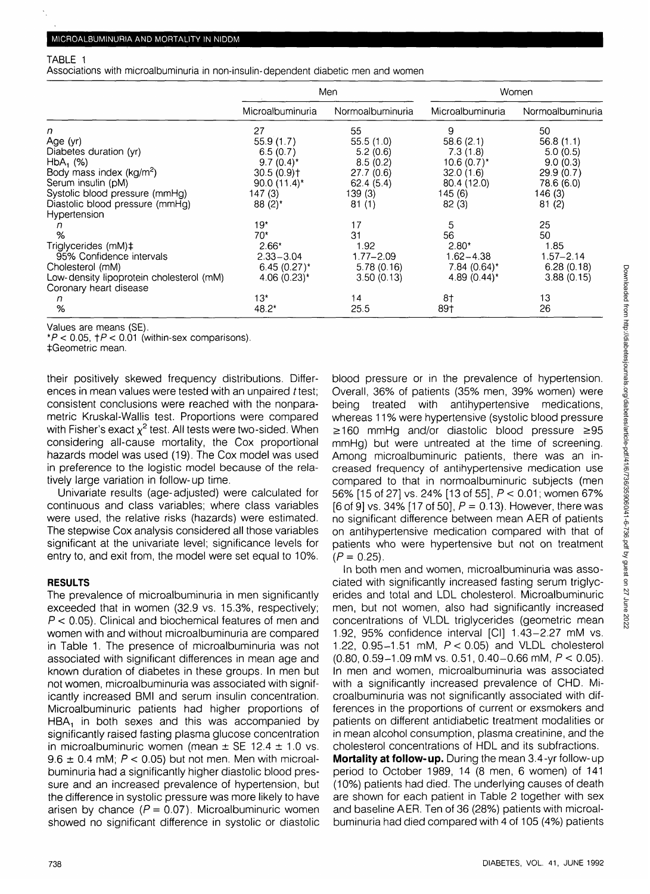TABLE 1
Associations with microalbuminuria in non-insulin-dependent diabetic men and women

| | Men | | Women | |
|---|---|---|---|---|
| | Microalbuminuria | Normoalbuminuria | Microalbuminuria | Normoalbuminuria |
| $n$ | 27 | 55 | 9 | 50 |
| Age (yr) | 55.9 (1.7) | 55.5 (1.0) | 58.6 (2.1) | 56.8 (1.1) |
| Diabetes duration (yr) | 6.5 (0.7) | 5.2 (0.6) | 7.3 (1.8) | 5.0 (0.5) |
| $HbA_1$ (%) | 9.7 (0.4)* | 8.5 (0.2) | 10.6 (0.7)* | 9.0 (0.3) |
| Body mass index (kg/m$^2$) | 30.5 (0.9)† | 27.7 (0.6) | 32.0 (1.6) | 29.9 (0.7) |
| Serum insulin (pM) | 90.0 (11.4)* | 62.4 (5.4) | 80.4 (12.0) | 78.6 (6.0) |
| Systolic blood pressure (mmHg) | 147 (3) | 139 (3) | 145 (6) | 146 (3) |
| Diastolic blood pressure (mmHg) | 88 (2)* | 81 (1) | 82 (3) | 81 (2) |
| Hypertension | | | | |
| $n$ | 19* | 17 | 5 | 25 |
| % | 70* | 31 | 56 | 50 |
| Triglycerides (mM)‡ | 2.66* | 1.92 | 2.80* | 1.85 |
| 95% Confidence intervals | 2.33–3.04 | 1.77–2.09 | 1.62–4.38 | 1.57–2.14 |
| Cholesterol (mM) | 6.45 (0.27)* | 5.78 (0.16) | 7.84 (0.64)* | 6.28 (0.18) |
| Low-density lipoprotein cholesterol (mM) | 4.06 (0.23)* | 3.50 (0.13) | 4.89 (0.44)* | 3.88 (0.15) |
| Coronary heart disease | | | | |
| $n$ | 13* | 14 | 8† | 13 |
| % | 48.2* | 25.5 | 89† | 26 |

Values are means (SE).
*$P < 0.05$, †$P < 0.01$ (within-sex comparisons).
‡Geometric mean.

their positively skewed frequency distributions. Differences in mean values were tested with an unpaired $t$ test; consistent conclusions were reached with the nonparametric Kruskal-Wallis test. Proportions were compared with Fisher's exact $\chi^2$ test. All tests were two-sided. When considering all-cause mortality, the Cox proportional hazards model was used (19). The Cox model was used in preference to the logistic model because of the relatively large variation in follow-up time.

Univariate results (age-adjusted) were calculated for continuous and class variables; where class variables were used, the relative risks (hazards) were estimated. The stepwise Cox analysis considered all those variables significant at the univariate level; significance levels for entry to, and exit from, the model were set equal to 10%.

## RESULTS

The prevalence of microalbuminuria in men significantly exceeded that in women (32.9 vs. 15.3%, respectively; $P < 0.05$). Clinical and biochemical features of men and women with and without microalbuminuria are compared in Table 1. The presence of microalbuminuria was not associated with significant differences in mean age and known duration of diabetes in these groups. In men but not women, microalbuminuria was associated with significantly increased BMI and serum insulin concentration. Microalbuminuric patients had higher proportions of $HbA_1$ in both sexes and this was accompanied by significantly raised fasting plasma glucose concentration in microalbuminuric women (mean ± SE 12.4 ± 1.0 vs. 9.6 ± 0.4 mM; $P < 0.05$) but not men. Men with microalbuminuria had a significantly higher diastolic blood pressure and an increased prevalence of hypertension, but the difference in systolic pressure was more likely to have arisen by chance ($P = 0.07$). Microalbuminuric women showed no significant difference in systolic or diastolic blood pressure or in the prevalence of hypertension. Overall, 36% of patients (35% men, 39% women) were being treated with antihypertensive medications, whereas 11% were hypertensive (systolic blood pressure ≥160 mmHg and/or diastolic blood pressure ≥95 mmHg) but were untreated at the time of screening. Among microalbuminuric patients, there was an increased frequency of antihypertensive medication use compared to that in normoalbuminuric subjects (men 56% [15 of 27] vs. 24% [13 of 55], $P < 0.01$; women 67% [6 of 9] vs. 34% [17 of 50], $P = 0.13$). However, there was no significant difference between mean AER of patients on antihypertensive medication compared with that of patients who were hypertensive but not on treatment ($P = 0.25$).

In both men and women, microalbuminuria was associated with significantly increased fasting serum triglycerides and total and LDL cholesterol. Microalbuminuric men, but not women, also had significantly increased concentrations of VLDL triglycerides (geometric mean 1.92, 95% confidence interval [CI] 1.43–2.27 mM vs. 1.22, 0.95–1.51 mM, $P < 0.05$) and VLDL cholesterol (0.80, 0.59–1.09 mM vs. 0.51, 0.40–0.66 mM, $P < 0.05$). In men and women, microalbuminuria was associated with a significantly increased prevalence of CHD. Microalbuminuria was not significantly associated with differences in the proportions of current or exsmokers and patients on different antidiabetic treatment modalities or in mean alcohol consumption, plasma creatinine, and the cholesterol concentrations of HDL and its subfractions.

**Mortality at follow-up.** During the mean 3.4-yr follow-up period to October 1989, 14 (8 men, 6 women) of 141 (10%) patients had died. The underlying causes of death are shown for each patient in Table 2 together with sex and baseline AER. Ten of 36 (28%) patients with microalbuminuria had died compared with 4 of 105 (4%) patients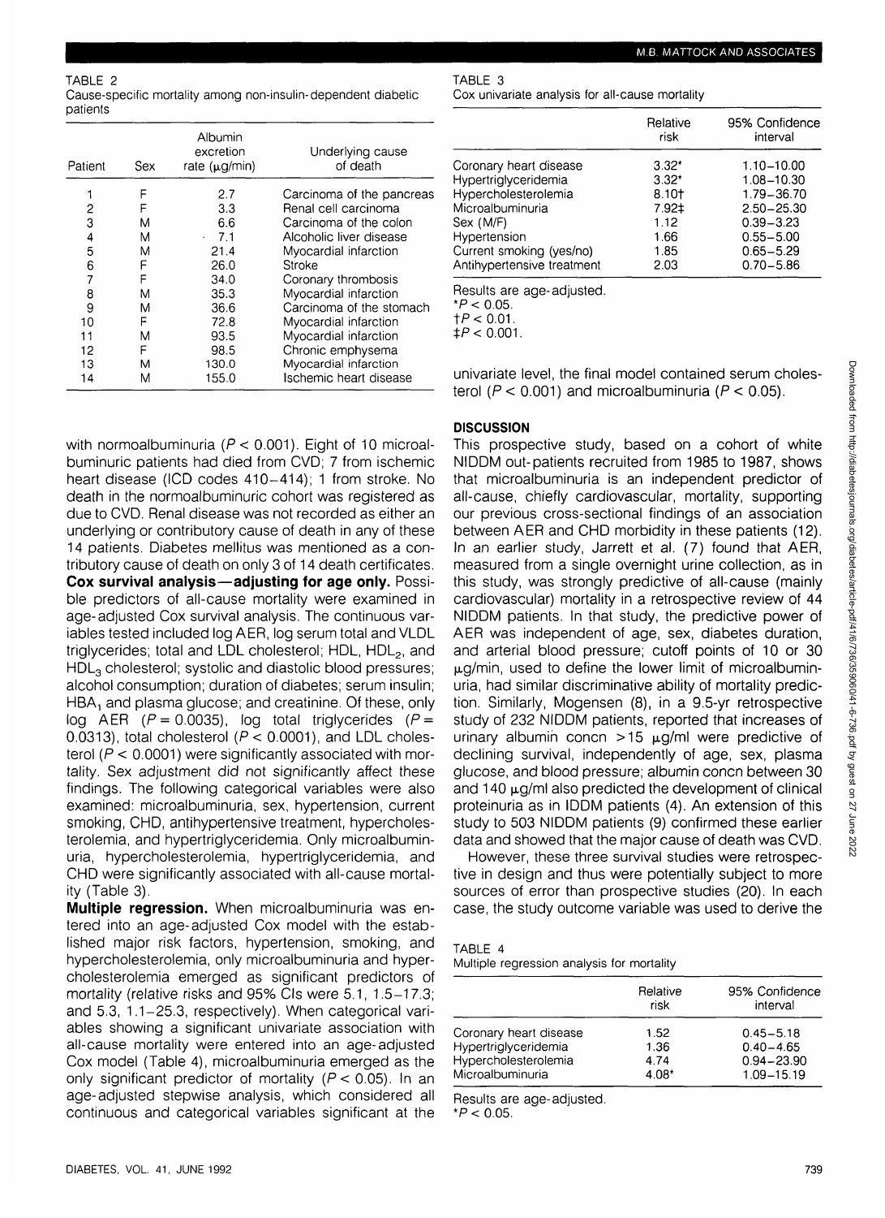TABLE 2
Cause-specific mortality among non-insulin-dependent diabetic patients

| Patient | Sex | Albumin excretion rate (μg/min) | Underlying cause of death |
|---|---|---|---|
| 1 | F | 2.7 | Carcinoma of the pancreas |
| 2 | F | 3.3 | Renal cell carcinoma |
| 3 | M | 6.6 | Carcinoma of the colon |
| 4 | M | 7.1 | Alcoholic liver disease |
| 5 | M | 21.4 | Myocardial infarction |
| 6 | F | 26.0 | Stroke |
| 7 | F | 34.0 | Coronary thrombosis |
| 8 | M | 35.3 | Myocardial infarction |
| 9 | M | 36.6 | Carcinoma of the stomach |
| 10 | F | 72.8 | Myocardial infarction |
| 11 | M | 93.5 | Myocardial infarction |
| 12 | F | 98.5 | Chronic emphysema |
| 13 | M | 130.0 | Myocardial infarction |
| 14 | M | 155.0 | Ischemic heart disease |

with normoalbuminuria ($P < 0.001$). Eight of 10 microalbuminuric patients had died from CVD; 7 from ischemic heart disease (ICD codes 410–414); 1 from stroke. No death in the normoalbuminuric cohort was registered as due to CVD. Renal disease was not recorded as either an underlying or contributory cause of death in any of these 14 patients. Diabetes mellitus was mentioned as a contributory cause of death on only 3 of 14 death certificates.

**Cox survival analysis—adjusting for age only.** Possible predictors of all-cause mortality were examined in age-adjusted Cox survival analysis. The continuous variables tested included log AER, log serum total and VLDL triglycerides; total and LDL cholesterol; HDL, $HDL_2$, and $HDL_3$ cholesterol; systolic and diastolic blood pressures; alcohol consumption; duration of diabetes; serum insulin; $HBA_1$ and plasma glucose; and creatinine. Of these, only log AER ($P = 0.0035$), log total triglycerides ($P = 0.0313$), total cholesterol ($P < 0.0001$), and LDL cholesterol ($P < 0.0001$) were significantly associated with mortality. Sex adjustment did not significantly affect these findings. The following categorical variables were also examined: microalbuminuria, sex, hypertension, current smoking, CHD, antihypertensive treatment, hypercholesterolemia, and hypertriglyceridemia. Only microalbuminuria, hypercholesterolemia, hypertriglyceridemia, and CHD were significantly associated with all-cause mortality (Table 3).

**Multiple regression.** When microalbuminuria was entered into an age-adjusted Cox model with the established major risk factors, hypertension, smoking, and hypercholesterolemia, only microalbuminuria and hypercholesterolemia emerged as significant predictors of mortality (relative risks and 95% CIs were 5.1, 1.5–17.3; and 5.3, 1.1–25.3, respectively). When categorical variables showing a significant univariate association with all-cause mortality were entered into an age-adjusted Cox model (Table 4), microalbuminuria emerged as the only significant predictor of mortality ($P < 0.05$). In an age-adjusted stepwise analysis, which considered all continuous and categorical variables significant at the univariate level, the final model contained serum cholesterol ($P < 0.001$) and microalbuminuria ($P < 0.05$).

TABLE 3
Cox univariate analysis for all-cause mortality

| | Relative risk | 95% Confidence interval |
|---|---|---|
| Coronary heart disease | 3.32* | 1.10–10.00 |
| Hypertriglyceridemia | 3.32* | 1.08–10.30 |
| Hypercholesterolemia | 8.10† | 1.79–36.70 |
| Microalbuminuria | 7.92‡ | 2.50–25.30 |
| Sex (M/F) | 1.12 | 0.39–3.23 |
| Hypertension | 1.66 | 0.55–5.00 |
| Current smoking (yes/no) | 1.85 | 0.65–5.29 |
| Antihypertensive treatment | 2.03 | 0.70–5.86 |

Results are age-adjusted.
*$P < 0.05$.
†$P < 0.01$.
‡$P < 0.001$.

## DISCUSSION

This prospective study, based on a cohort of white NIDDM out-patients recruited from 1985 to 1987, shows that microalbuminuria is an independent predictor of all-cause, chiefly cardiovascular, mortality, supporting our previous cross-sectional findings of an association between AER and CHD morbidity in these patients (12). In an earlier study, Jarrett et al. (7) found that AER, measured from a single overnight urine collection, as in this study, was strongly predictive of all-cause (mainly cardiovascular) mortality in a retrospective review of 44 NIDDM patients. In that study, the predictive power of AER was independent of age, sex, diabetes duration, and arterial blood pressure; cutoff points of 10 or 30 μg/min, used to define the lower limit of microalbuminuria, had similar discriminative ability of mortality prediction. Similarly, Mogensen (8), in a 9.5-yr retrospective study of 232 NIDDM patients, reported that increases of urinary albumin concn >15 μg/ml were predictive of declining survival, independently of age, sex, plasma glucose, and blood pressure; albumin concn between 30 and 140 μg/ml also predicted the development of clinical proteinuria as in IDDM patients (4). An extension of this study to 503 NIDDM patients (9) confirmed these earlier data and showed that the major cause of death was CVD.

However, these three survival studies were retrospective in design and thus were potentially subject to more sources of error than prospective studies (20). In each case, the study outcome variable was used to derive the

TABLE 4
Multiple regression analysis for mortality

| | Relative risk | 95% Confidence interval |
|---|---|---|
| Coronary heart disease | 1.52 | 0.45–5.18 |
| Hypertriglyceridemia | 1.36 | 0.40–4.65 |
| Hypercholesterolemia | 4.74 | 0.94–23.90 |
| Microalbuminuria | 4.08* | 1.09–15.19 |

Results are age-adjusted.
*$P < 0.05$.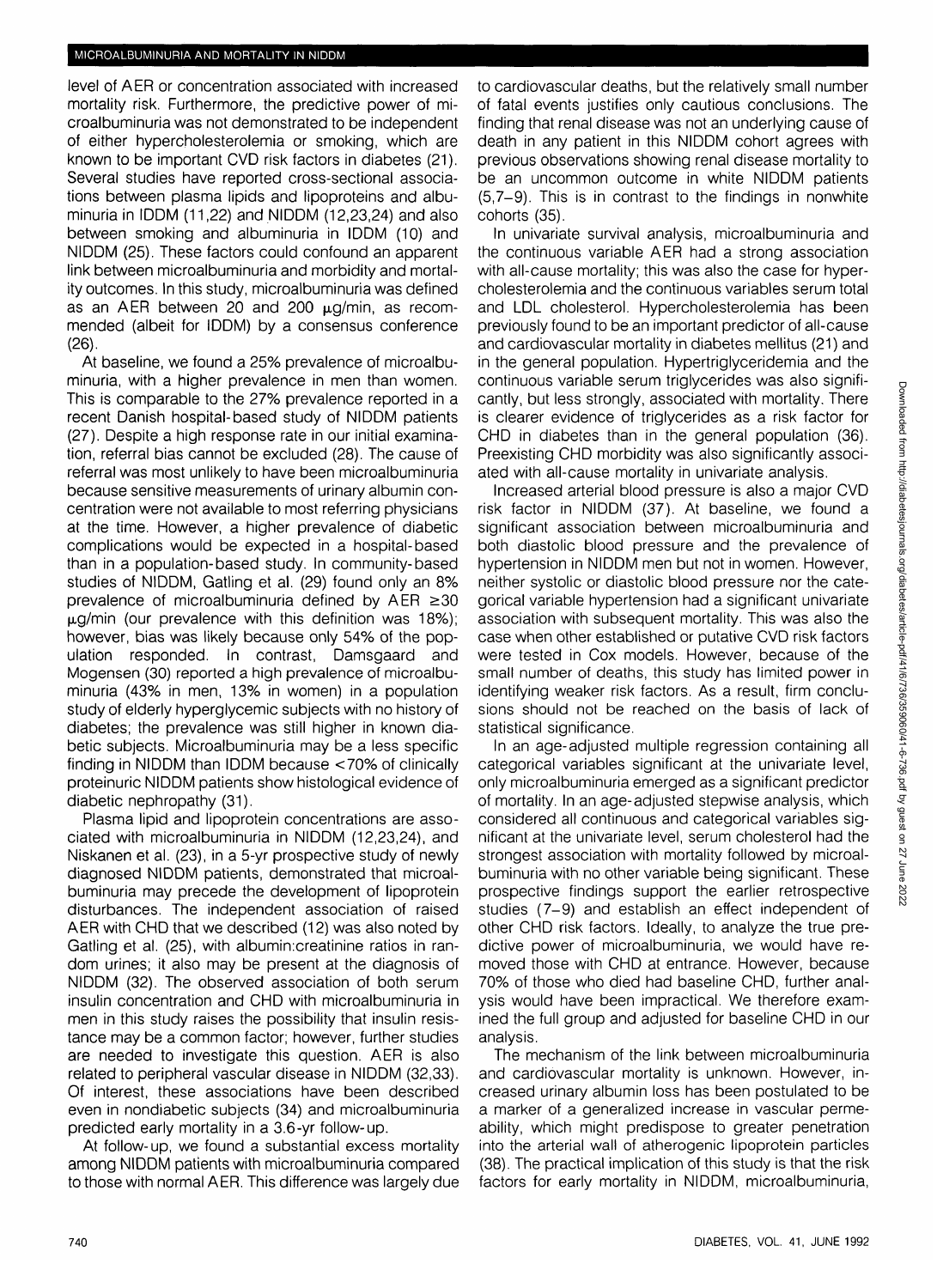level of AER or concentration associated with increased mortality risk. Furthermore, the predictive power of microalbuminuria was not demonstrated to be independent of either hypercholesterolemia or smoking, which are known to be important CVD risk factors in diabetes (21). Several studies have reported cross-sectional associations between plasma lipids and lipoproteins and albuminuria in IDDM (11,22) and NIDDM (12,23,24) and also between smoking and albuminuria in IDDM (10) and NIDDM (25). These factors could confound an apparent link between microalbuminuria and morbidity and mortality outcomes. In this study, microalbuminuria was defined as an AER between 20 and 200 μg/min, as recommended (albeit for IDDM) by a consensus conference (26).

At baseline, we found a 25% prevalence of microalbuminuria, with a higher prevalence in men than women. This is comparable to the 27% prevalence reported in a recent Danish hospital-based study of NIDDM patients (27). Despite a high response rate in our initial examination, referral bias cannot be excluded (28). The cause of referral was most unlikely to have been microalbuminuria because sensitive measurements of urinary albumin concentration were not available to most referring physicians at the time. However, a higher prevalence of diabetic complications would be expected in a hospital-based than in a population-based study. In community-based studies of NIDDM, Gatling et al. (29) found only an 8% prevalence of microalbuminuria defined by AER ≥30 μg/min (our prevalence with this definition was 18%); however, bias was likely because only 54% of the population responded. In contrast, Damsgaard and Mogensen (30) reported a high prevalence of microalbuminuria (43% in men, 13% in women) in a population study of elderly hyperglycemic subjects with no history of diabetes; the prevalence was still higher in known diabetic subjects. Microalbuminuria may be a less specific finding in NIDDM than IDDM because <70% of clinically proteinuric NIDDM patients show histological evidence of diabetic nephropathy (31).

Plasma lipid and lipoprotein concentrations are associated with microalbuminuria in NIDDM (12,23,24), and Niskanen et al. (23), in a 5-yr prospective study of newly diagnosed NIDDM patients, demonstrated that microalbuminuria may precede the development of lipoprotein disturbances. The independent association of raised AER with CHD that we described (12) was also noted by Gatling et al. (25), with albumin:creatinine ratios in random urines; it also may be present at the diagnosis of NIDDM (32). The observed association of both serum insulin concentration and CHD with microalbuminuria in men in this study raises the possibility that insulin resistance may be a common factor; however, further studies are needed to investigate this question. AER is also related to peripheral vascular disease in NIDDM (32,33). Of interest, these associations have been described even in nondiabetic subjects (34) and microalbuminuria predicted early mortality in a 3.6-yr follow-up.

At follow-up, we found a substantial excess mortality among NIDDM patients with microalbuminuria compared to those with normal AER. This difference was largely due to cardiovascular deaths, but the relatively small number of fatal events justifies only cautious conclusions. The finding that renal disease was not an underlying cause of death in any patient in this NIDDM cohort agrees with previous observations showing renal disease mortality to be an uncommon outcome in white NIDDM patients (5,7–9). This is in contrast to the findings in nonwhite cohorts (35).

In univariate survival analysis, microalbuminuria and the continuous variable AER had a strong association with all-cause mortality; this was also the case for hypercholesterolemia and the continuous variables serum total and LDL cholesterol. Hypercholesterolemia has been previously found to be an important predictor of all-cause and cardiovascular mortality in diabetes mellitus (21) and in the general population. Hypertriglyceridemia and the continuous variable serum triglycerides was also significantly, but less strongly, associated with mortality. There is clearer evidence of triglycerides as a risk factor for CHD in diabetes than in the general population (36). Preexisting CHD morbidity was also significantly associated with all-cause mortality in univariate analysis.

Increased arterial blood pressure is also a major CVD risk factor in NIDDM (37). At baseline, we found a significant association between microalbuminuria and both diastolic blood pressure and the prevalence of hypertension in NIDDM men but not in women. However, neither systolic or diastolic blood pressure nor the categorical variable hypertension had a significant univariate association with subsequent mortality. This was also the case when other established or putative CVD risk factors were tested in Cox models. However, because of the small number of deaths, this study has limited power in identifying weaker risk factors. As a result, firm conclusions should not be reached on the basis of lack of statistical significance.

In an age-adjusted multiple regression containing all categorical variables significant at the univariate level, only microalbuminuria emerged as a significant predictor of mortality. In an age-adjusted stepwise analysis, which considered all continuous and categorical variables significant at the univariate level, serum cholesterol had the strongest association with mortality followed by microalbuminuria with no other variable being significant. These prospective findings support the earlier retrospective studies (7–9) and establish an effect independent of other CHD risk factors. Ideally, to analyze the true predictive power of microalbuminuria, we would have removed those with CHD at entrance. However, because 70% of those who died had baseline CHD, further analysis would have been impractical. We therefore examined the full group and adjusted for baseline CHD in our analysis.

The mechanism of the link between microalbuminuria and cardiovascular mortality is unknown. However, increased urinary albumin loss has been postulated to be a marker of a generalized increase in vascular permeability, which might predispose to greater penetration into the arterial wall of atherogenic lipoprotein particles (38). The practical implication of this study is that the risk factors for early mortality in NIDDM, microalbuminuria,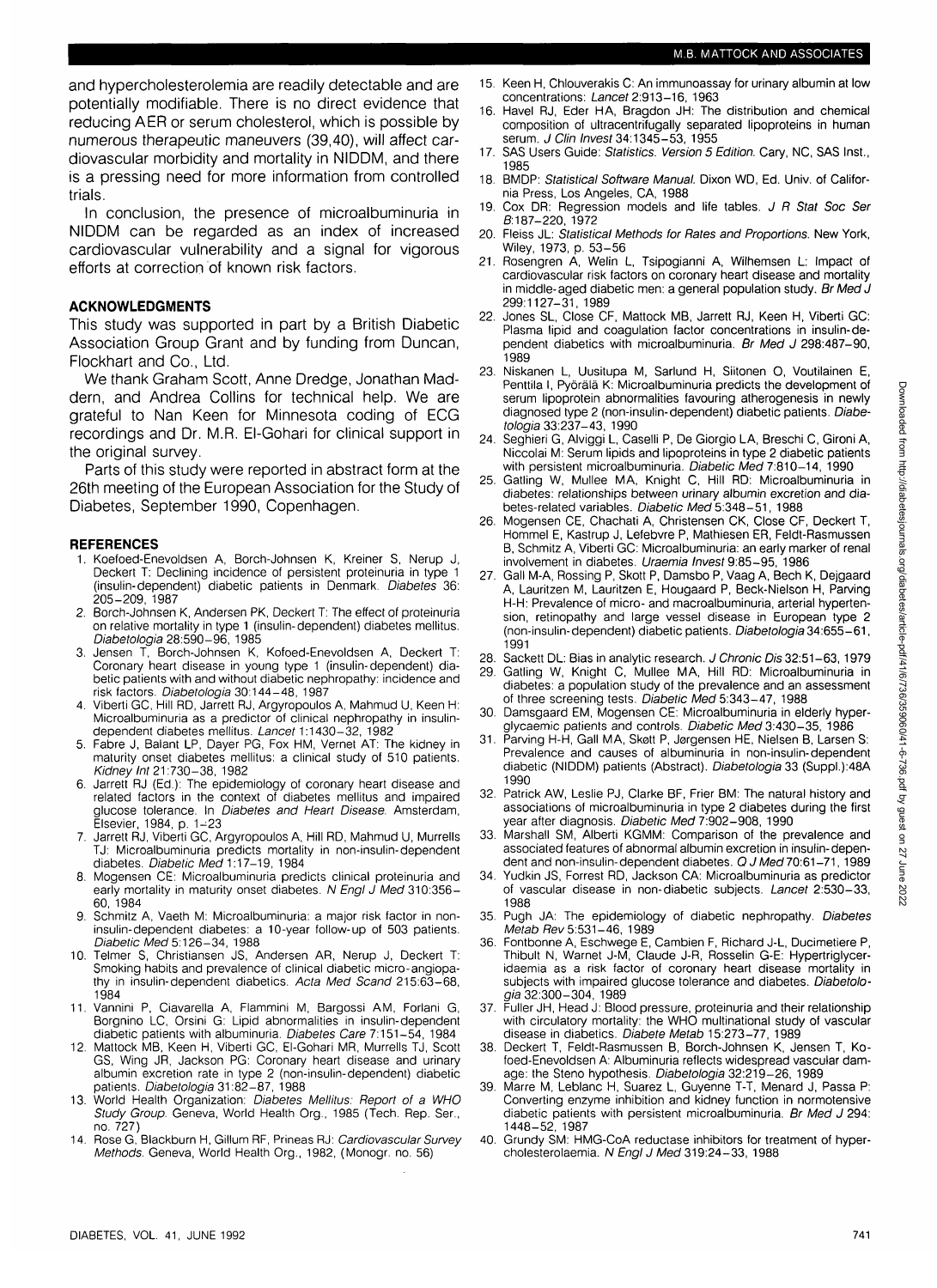and hypercholesterolemia are readily detectable and are potentially modifiable. There is no direct evidence that reducing AER or serum cholesterol, which is possible by numerous therapeutic maneuvers (39,40), will affect cardiovascular morbidity and mortality in NIDDM, and there is a pressing need for more information from controlled trials.

In conclusion, the presence of microalbuminuria in NIDDM can be regarded as an index of increased cardiovascular vulnerability and a signal for vigorous efforts at correction of known risk factors.

## ACKNOWLEDGMENTS

This study was supported in part by a British Diabetic Association Group Grant and by funding from Duncan, Flockhart and Co., Ltd.

We thank Graham Scott, Anne Dredge, Jonathan Maddern, and Andrea Collins for technical help. We are grateful to Nan Keen for Minnesota coding of ECG recordings and Dr. M.R. El-Gohari for clinical support in the original survey.

Parts of this study were reported in abstract form at the 26th meeting of the European Association for the Study of Diabetes, September 1990, Copenhagen.

## REFERENCES

1. Koefoed-Enevoldsen A, Borch-Johnsen K, Kreiner S, Nerup J, Deckert T: Declining incidence of persistent proteinuria in type 1 (insulin-dependent) diabetic patients in Denmark. *Diabetes* 36: 205–209, 1987
2. Borch-Johnsen K, Andersen PK, Deckert T: The effect of proteinuria on relative mortality in type 1 (insulin-dependent) diabetes mellitus. *Diabetologia* 28:590–96, 1985
3. Jensen T, Borch-Johnsen K, Kofoed-Enevoldsen A, Deckert T: Coronary heart disease in young type 1 (insulin-dependent) diabetic patients with and without diabetic nephropathy: incidence and risk factors. *Diabetologia* 30:144–48, 1987
4. Viberti GC, Hill RD, Jarrett RJ, Argyropoulos A, Mahmud U, Keen H: Microalbuminuria as a predictor of clinical nephropathy in insulin-dependent diabetes mellitus. *Lancet* 1:1430–32, 1982
5. Fabre J, Balant LP, Dayer PG, Fox HM, Vernet AT: The kidney in maturity onset diabetes mellitus: a clinical study of 510 patients. *Kidney Int* 21:730–38, 1982
6. Jarrett RJ (Ed.): The epidemiology of coronary heart disease and related factors in the context of diabetes mellitus and impaired glucose tolerance. In *Diabetes and Heart Disease*. Amsterdam, Elsevier, 1984, p. 1–23
7. Jarrett RJ, Viberti GC, Argyropoulos A, Hill RD, Mahmud U, Murrells TJ: Microalbuminuria predicts mortality in non-insulin-dependent diabetes. *Diabetic Med* 1:17–19, 1984
8. Mogensen CE: Microalbuminuria predicts clinical proteinuria and early mortality in maturity onset diabetes. *N Engl J Med* 310:356–60, 1984
9. Schmitz A, Vaeth M: Microalbuminuria: a major risk factor in non-insulin-dependent diabetes: a 10-year follow-up of 503 patients. *Diabetic Med* 5:126–34, 1988
10. Telmer S, Christiansen JS, Andersen AR, Nerup J, Deckert T: Smoking habits and prevalence of clinical diabetic micro-angiopathy in insulin-dependent diabetics. *Acta Med Scand* 215:63–68, 1984
11. Vannini P, Ciavarella A, Flammini M, Bargossi AM, Forlani G, Borgnino LC, Orsini G: Lipid abnormalities in insulin-dependent diabetic patients with albuminuria. *Diabetes Care* 7:151–54, 1984
12. Mattock MB, Keen H, Viberti GC, El-Gohari MR, Murrells TJ, Scott GS, Wing JR, Jackson PG: Coronary heart disease and urinary albumin excretion rate in type 2 (non-insulin-dependent) diabetic patients. *Diabetologia* 31:82–87, 1988
13. World Health Organization: *Diabetes Mellitus: Report of a WHO Study Group*. Geneva, World Health Org., 1985 (Tech. Rep. Ser., no. 727)
14. Rose G, Blackburn H, Gillum RF, Prineas RJ: *Cardiovascular Survey Methods*. Geneva, World Health Org., 1982, (Monogr. no. 56)
15. Keen H, Chlouverakis C: An immunoassay for urinary albumin at low concentrations: *Lancet* 2:913–16, 1963
16. Havel RJ, Eder HA, Bragdon JH: The distribution and chemical composition of ultracentrifugally separated lipoproteins in human serum. *J Clin Invest* 34:1345–53, 1955
17. SAS Users Guide: *Statistics. Version 5 Edition*. Cary, NC, SAS Inst., 1985
18. BMDP: *Statistical Software Manual*. Dixon WD, Ed. Univ. of California Press, Los Angeles, CA, 1988
19. Cox DR: Regression models and life tables. *J R Stat Soc Ser B*:187–220, 1972
20. Fleiss JL: *Statistical Methods for Rates and Proportions*. New York, Wiley, 1973, p. 53–56
21. Rosengren A, Welin L, Tsipogianni A, Wilhemsen L: Impact of cardiovascular risk factors on coronary heart disease and mortality in middle-aged diabetic men: a general population study. *Br Med J* 299:1127–31, 1989
22. Jones SL, Close CF, Mattock MB, Jarrett RJ, Keen H, Viberti GC: Plasma lipid and coagulation factor concentrations in insulin-dependent diabetics with microalbuminuria. *Br Med J* 298:487–90, 1989
23. Niskanen L, Uusitupa M, Sarlund H, Siitonen O, Voutilainen E, Penttila I, Pyörälä K: Microalbuminuria predicts the development of serum lipoprotein abnormalities favouring atherogenesis in newly diagnosed type 2 (non-insulin-dependent) diabetic patients. *Diabetologia* 33:237–43, 1990
24. Seghieri G, Alviggi L, Caselli P, De Giorgio LA, Breschi C, Gironi A, Niccolai M: Serum lipids and lipoproteins in type 2 diabetic patients with persistent microalbuminuria. *Diabetic Med* 7:810–14, 1990
25. Gatling W, Mullee MA, Knight C, Hill RD: Microalbuminuria in diabetes: relationships between urinary albumin excretion and diabetes-related variables. *Diabetic Med* 5:348–51, 1988
26. Mogensen CE, Chachati A, Christensen CK, Close CF, Deckert T, Hommel E, Kastrup J, Lefebvre P, Mathiesen ER, Feldt-Rasmussen B, Schmitz A, Viberti GC: Microalbuminuria: an early marker of renal involvement in diabetes. *Uraemia Invest* 9:85–95, 1986
27. Gall M-A, Rossing P, Skott P, Damsbo P, Vaag A, Bech K, Dejgaard A, Lauritzen M, Lauritzen E, Hougaard P, Beck-Nielson H, Parving H-H: Prevalence of micro- and macroalbuminuria, arterial hypertension, retinopathy and large vessel disease in European type 2 (non-insulin-dependent) diabetic patients. *Diabetologia* 34:655–61, 1991
28. Sackett DL: Bias in analytic research. *J Chronic Dis* 32:51–63, 1979
29. Gatling W, Knight C, Mullee MA, Hill RD: Microalbuminuria in diabetes: a population study of the prevalence and an assessment of three screening tests. *Diabetic Med* 5:343–47, 1988
30. Damsgaard EM, Mogensen CE: Microalbuminuria in elderly hyperglycaemic patients and controls. *Diabetic Med* 3:430–35, 1986
31. Parving H-H, Gall MA, Skøtt P, Jørgensen HE, Nielsen B, Larsen S: Prevalence and causes of albuminuria in non-insulin-dependent diabetic (NIDDM) patients (Abstract). *Diabetologia* 33 (Suppl.):48A 1990
32. Patrick AW, Leslie PJ, Clarke BF, Frier BM: The natural history and associations of microalbuminuria in type 2 diabetes during the first year after diagnosis. *Diabetic Med* 7:902–908, 1990
33. Marshall SM, Alberti KGMM: Comparison of the prevalence and associated features of abnormal albumin excretion in insulin-dependent and non-insulin-dependent diabetes. *Q J Med* 70:61–71, 1989
34. Yudkin JS, Forrest RD, Jackson CA: Microalbuminuria as predictor of vascular disease in non-diabetic subjects. *Lancet* 2:530–33, 1988
35. Pugh JA: The epidemiology of diabetic nephropathy. *Diabetes Metab Rev* 5:531–46, 1989
36. Fontbonne A, Eschwege E, Cambien F, Richard J-L, Ducimetiere P, Thibult N, Warnet J-M, Claude J-R, Rosselin G-E: Hypertriglyceridaemia as a risk factor of coronary heart disease mortality in subjects with impaired glucose tolerance and diabetes. *Diabetologia* 32:300–304, 1989
37. Fuller JH, Head J: Blood pressure, proteinuria and their relationship with circulatory mortality: the WHO multinational study of vascular disease in diabetics. *Diabete Metab* 15:273–77, 1989
38. Deckert T, Feldt-Rasmussen B, Borch-Johnsen K, Jensen T, Kofoed-Enevoldsen A: Albuminuria reflects widespread vascular damage: the Steno hypothesis. *Diabetologia* 32:219–26, 1989
39. Marre M, Leblanc H, Suarez L, Guyenne T-T, Menard J, Passa P: Converting enzyme inhibition and kidney function in normotensive diabetic patients with persistent microalbuminuria. *Br Med J* 294: 1448–52, 1987
40. Grundy SM: HMG-CoA reductase inhibitors for treatment of hypercholesterolaemia. *N Engl J Med* 319:24–33, 1988